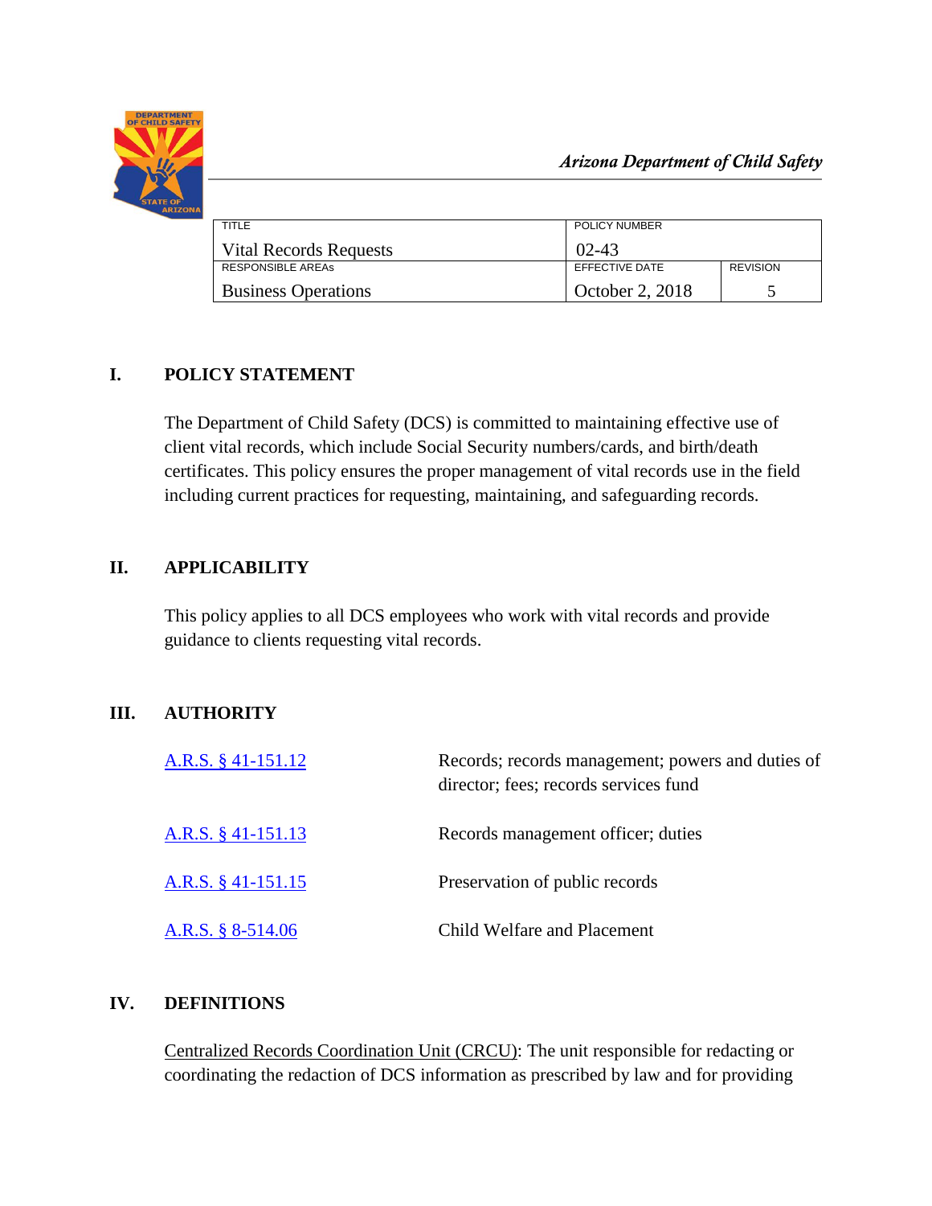*Arizona Department of Child Safety*

| TITLE | POLICY NUMBER | |
|---|---|---|
| Vital Records Requests | 02-43 | |
| RESPONSIBLE AREAs | EFFECTIVE DATE | REVISION |
| Business Operations | October 2, 2018 | 5 |

## I. POLICY STATEMENT

The Department of Child Safety (DCS) is committed to maintaining effective use of client vital records, which include Social Security numbers/cards, and birth/death certificates. This policy ensures the proper management of vital records use in the field including current practices for requesting, maintaining, and safeguarding records.

## II. APPLICABILITY

This policy applies to all DCS employees who work with vital records and provide guidance to clients requesting vital records.

## III. AUTHORITY

| | |
|---|---|
| A.R.S. § 41-151.12 | Records; records management; powers and duties of director; fees; records services fund |
| A.R.S. § 41-151.13 | Records management officer; duties |
| A.R.S. § 41-151.15 | Preservation of public records |
| A.R.S. § 8-514.06 | Child Welfare and Placement |

## IV. DEFINITIONS

Centralized Records Coordination Unit (CRCU): The unit responsible for redacting or coordinating the redaction of DCS information as prescribed by law and for providing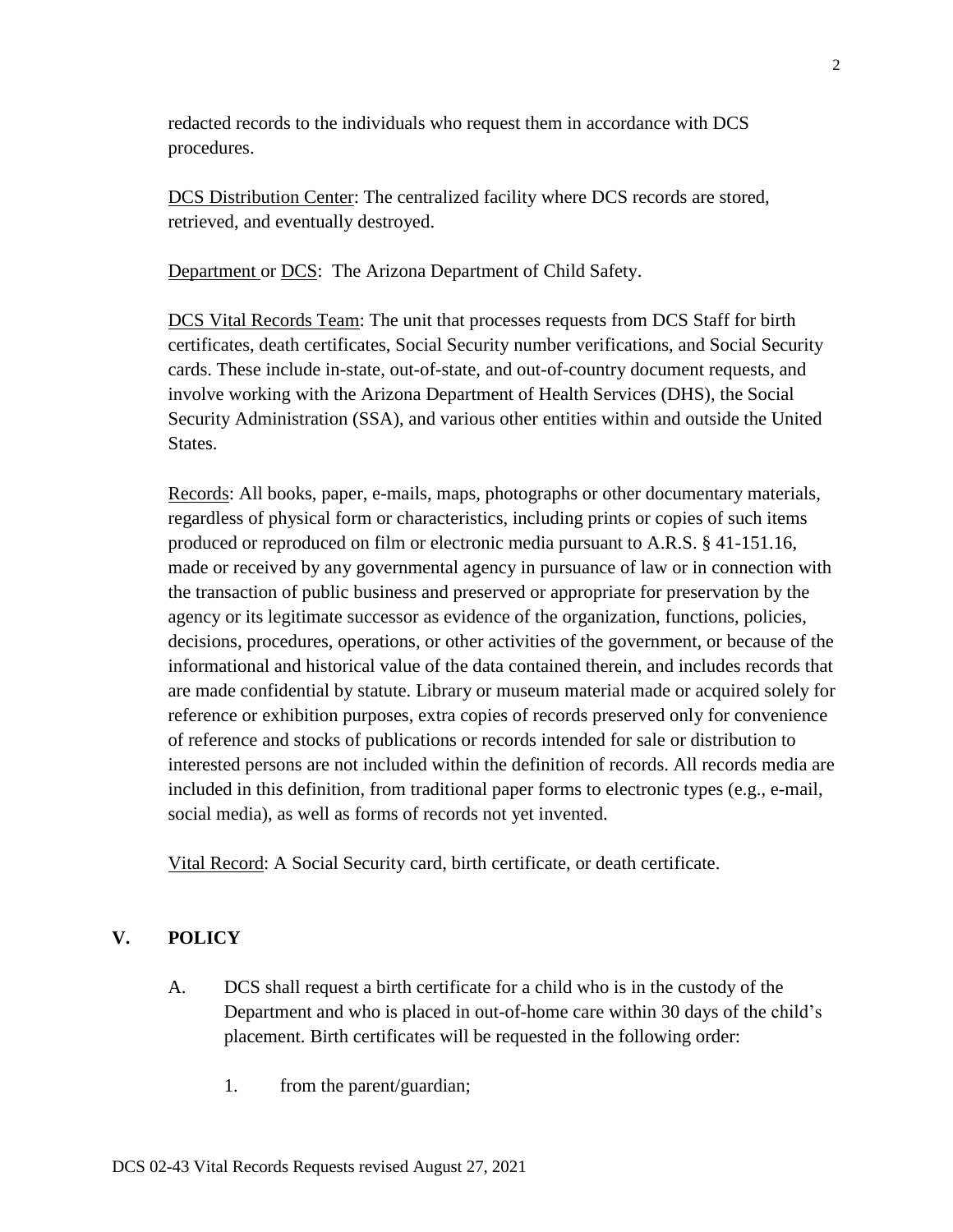redacted records to the individuals who request them in accordance with DCS procedures.

DCS Distribution Center: The centralized facility where DCS records are stored, retrieved, and eventually destroyed.

Department or DCS: The Arizona Department of Child Safety.

DCS Vital Records Team: The unit that processes requests from DCS Staff for birth certificates, death certificates, Social Security number verifications, and Social Security cards. These include in-state, out-of-state, and out-of-country document requests, and involve working with the Arizona Department of Health Services (DHS), the Social Security Administration (SSA), and various other entities within and outside the United States.

Records: All books, paper, e-mails, maps, photographs or other documentary materials, regardless of physical form or characteristics, including prints or copies of such items produced or reproduced on film or electronic media pursuant to A.R.S. § 41-151.16, made or received by any governmental agency in pursuance of law or in connection with the transaction of public business and preserved or appropriate for preservation by the agency or its legitimate successor as evidence of the organization, functions, policies, decisions, procedures, operations, or other activities of the government, or because of the informational and historical value of the data contained therein, and includes records that are made confidential by statute. Library or museum material made or acquired solely for reference or exhibition purposes, extra copies of records preserved only for convenience of reference and stocks of publications or records intended for sale or distribution to interested persons are not included within the definition of records. All records media are included in this definition, from traditional paper forms to electronic types (e.g., e-mail, social media), as well as forms of records not yet invented.

Vital Record: A Social Security card, birth certificate, or death certificate.

## V. POLICY

A. DCS shall request a birth certificate for a child who is in the custody of the Department and who is placed in out-of-home care within 30 days of the child's placement. Birth certificates will be requested in the following order:

   1. from the parent/guardian;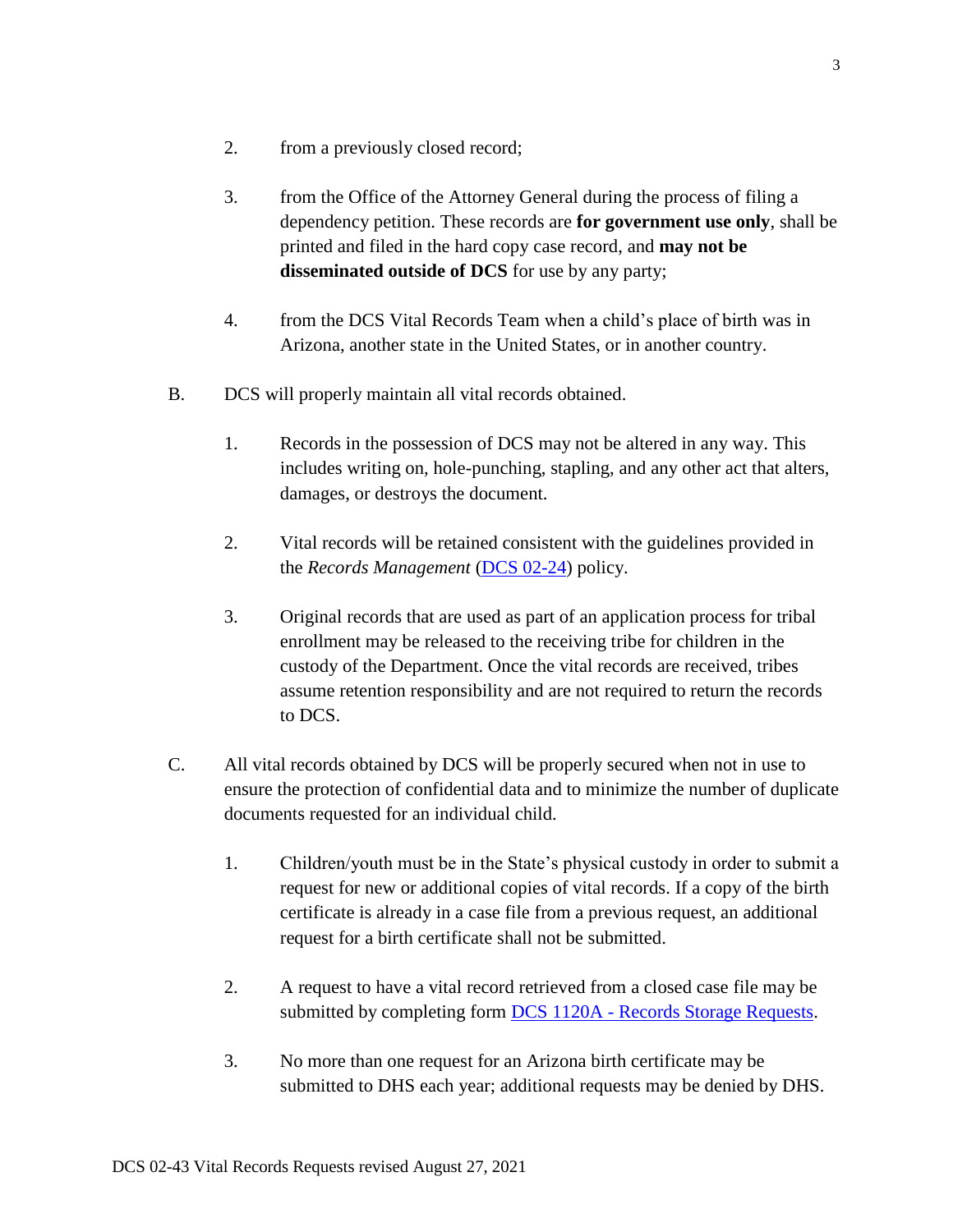2. from a previously closed record;

3. from the Office of the Attorney General during the process of filing a dependency petition. These records are **for government use only**, shall be printed and filed in the hard copy case record, and **may not be disseminated outside of DCS** for use by any party;

4. from the DCS Vital Records Team when a child's place of birth was in Arizona, another state in the United States, or in another country.

B. DCS will properly maintain all vital records obtained.

1. Records in the possession of DCS may not be altered in any way. This includes writing on, hole-punching, stapling, and any other act that alters, damages, or destroys the document.

2. Vital records will be retained consistent with the guidelines provided in the *Records Management* (DCS 02-24) policy.

3. Original records that are used as part of an application process for tribal enrollment may be released to the receiving tribe for children in the custody of the Department. Once the vital records are received, tribes assume retention responsibility and are not required to return the records to DCS.

C. All vital records obtained by DCS will be properly secured when not in use to ensure the protection of confidential data and to minimize the number of duplicate documents requested for an individual child.

1. Children/youth must be in the State's physical custody in order to submit a request for new or additional copies of vital records. If a copy of the birth certificate is already in a case file from a previous request, an additional request for a birth certificate shall not be submitted.

2. A request to have a vital record retrieved from a closed case file may be submitted by completing form DCS 1120A - Records Storage Requests.

3. No more than one request for an Arizona birth certificate may be submitted to DHS each year; additional requests may be denied by DHS.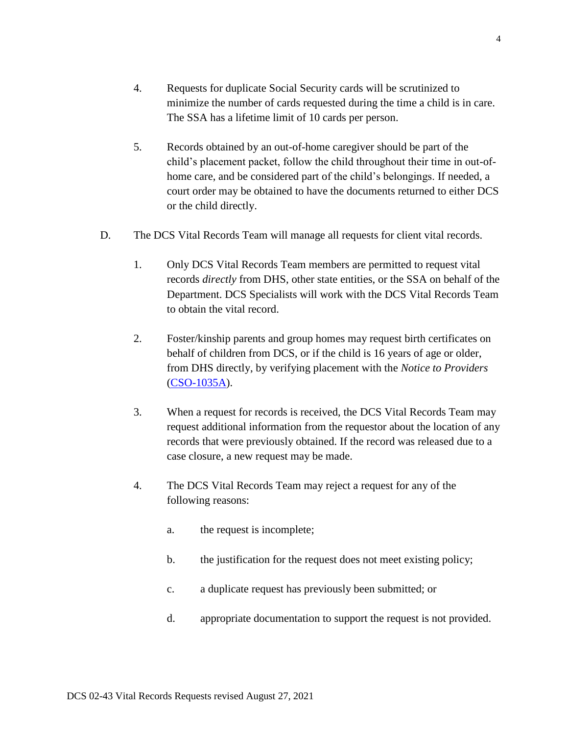4. Requests for duplicate Social Security cards will be scrutinized to minimize the number of cards requested during the time a child is in care. The SSA has a lifetime limit of 10 cards per person.

5. Records obtained by an out-of-home caregiver should be part of the child's placement packet, follow the child throughout their time in out-of-home care, and be considered part of the child's belongings. If needed, a court order may be obtained to have the documents returned to either DCS or the child directly.

D. The DCS Vital Records Team will manage all requests for client vital records.

1. Only DCS Vital Records Team members are permitted to request vital records *directly* from DHS, other state entities, or the SSA on behalf of the Department. DCS Specialists will work with the DCS Vital Records Team to obtain the vital record.

2. Foster/kinship parents and group homes may request birth certificates on behalf of children from DCS, or if the child is 16 years of age or older, from DHS directly, by verifying placement with the *Notice to Providers* (CSO-1035A).

3. When a request for records is received, the DCS Vital Records Team may request additional information from the requestor about the location of any records that were previously obtained. If the record was released due to a case closure, a new request may be made.

4. The DCS Vital Records Team may reject a request for any of the following reasons:

   a. the request is incomplete;

   b. the justification for the request does not meet existing policy;

   c. a duplicate request has previously been submitted; or

   d. appropriate documentation to support the request is not provided.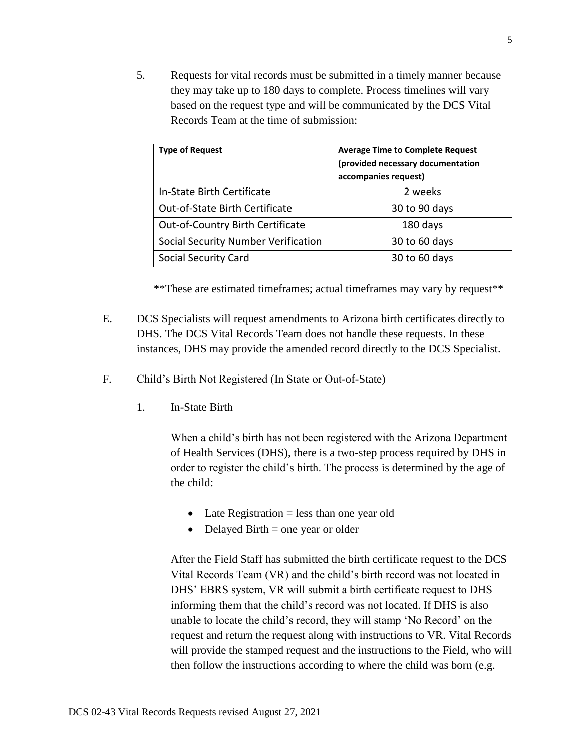5. Requests for vital records must be submitted in a timely manner because they may take up to 180 days to complete. Process timelines will vary based on the request type and will be communicated by the DCS Vital Records Team at the time of submission:

| **Type of Request** | **Average Time to Complete Request (provided necessary documentation accompanies request)** |
|---|---|
| In-State Birth Certificate | 2 weeks |
| Out-of-State Birth Certificate | 30 to 90 days |
| Out-of-Country Birth Certificate | 180 days |
| Social Security Number Verification | 30 to 60 days |
| Social Security Card | 30 to 60 days |

**These are estimated timeframes; actual timeframes may vary by request**

E. DCS Specialists will request amendments to Arizona birth certificates directly to DHS. The DCS Vital Records Team does not handle these requests. In these instances, DHS may provide the amended record directly to the DCS Specialist.

F. Child's Birth Not Registered (In State or Out-of-State)

1. In-State Birth

When a child's birth has not been registered with the Arizona Department of Health Services (DHS), there is a two-step process required by DHS in order to register the child's birth. The process is determined by the age of the child:

- Late Registration = less than one year old
- Delayed Birth = one year or older

After the Field Staff has submitted the birth certificate request to the DCS Vital Records Team (VR) and the child's birth record was not located in DHS' EBRS system, VR will submit a birth certificate request to DHS informing them that the child's record was not located. If DHS is also unable to locate the child's record, they will stamp 'No Record' on the request and return the request along with instructions to VR. Vital Records will provide the stamped request and the instructions to the Field, who will then follow the instructions according to where the child was born (e.g.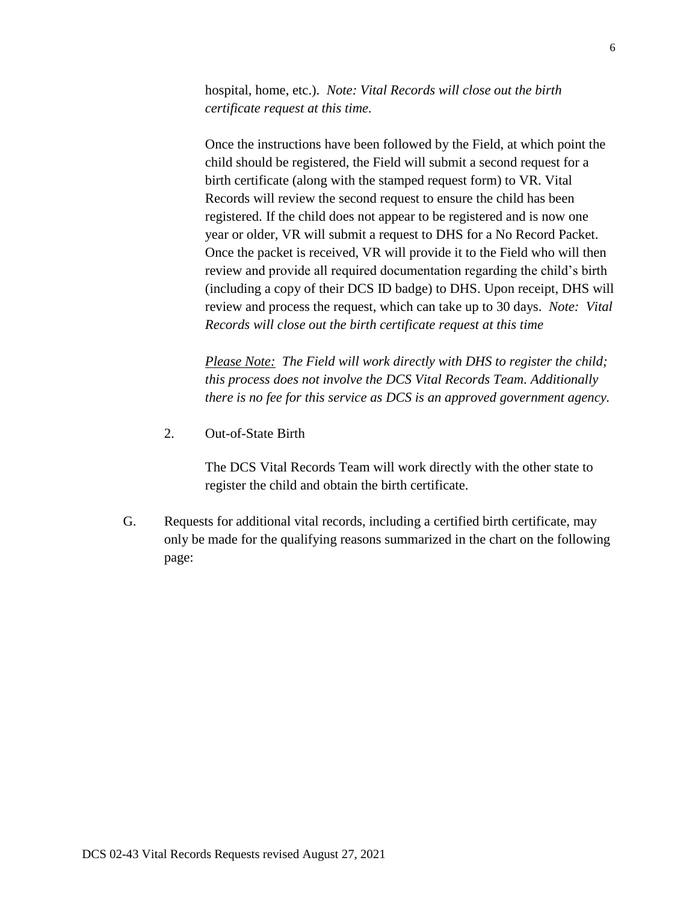hospital, home, etc.). *Note: Vital Records will close out the birth certificate request at this time.*

Once the instructions have been followed by the Field, at which point the child should be registered, the Field will submit a second request for a birth certificate (along with the stamped request form) to VR. Vital Records will review the second request to ensure the child has been registered. If the child does not appear to be registered and is now one year or older, VR will submit a request to DHS for a No Record Packet. Once the packet is received, VR will provide it to the Field who will then review and provide all required documentation regarding the child's birth (including a copy of their DCS ID badge) to DHS. Upon receipt, DHS will review and process the request, which can take up to 30 days. *Note: Vital Records will close out the birth certificate request at this time*

*Please Note: The Field will work directly with DHS to register the child; this process does not involve the DCS Vital Records Team. Additionally there is no fee for this service as DCS is an approved government agency.*

2. Out-of-State Birth

   The DCS Vital Records Team will work directly with the other state to register the child and obtain the birth certificate.

G. Requests for additional vital records, including a certified birth certificate, may only be made for the qualifying reasons summarized in the chart on the following page: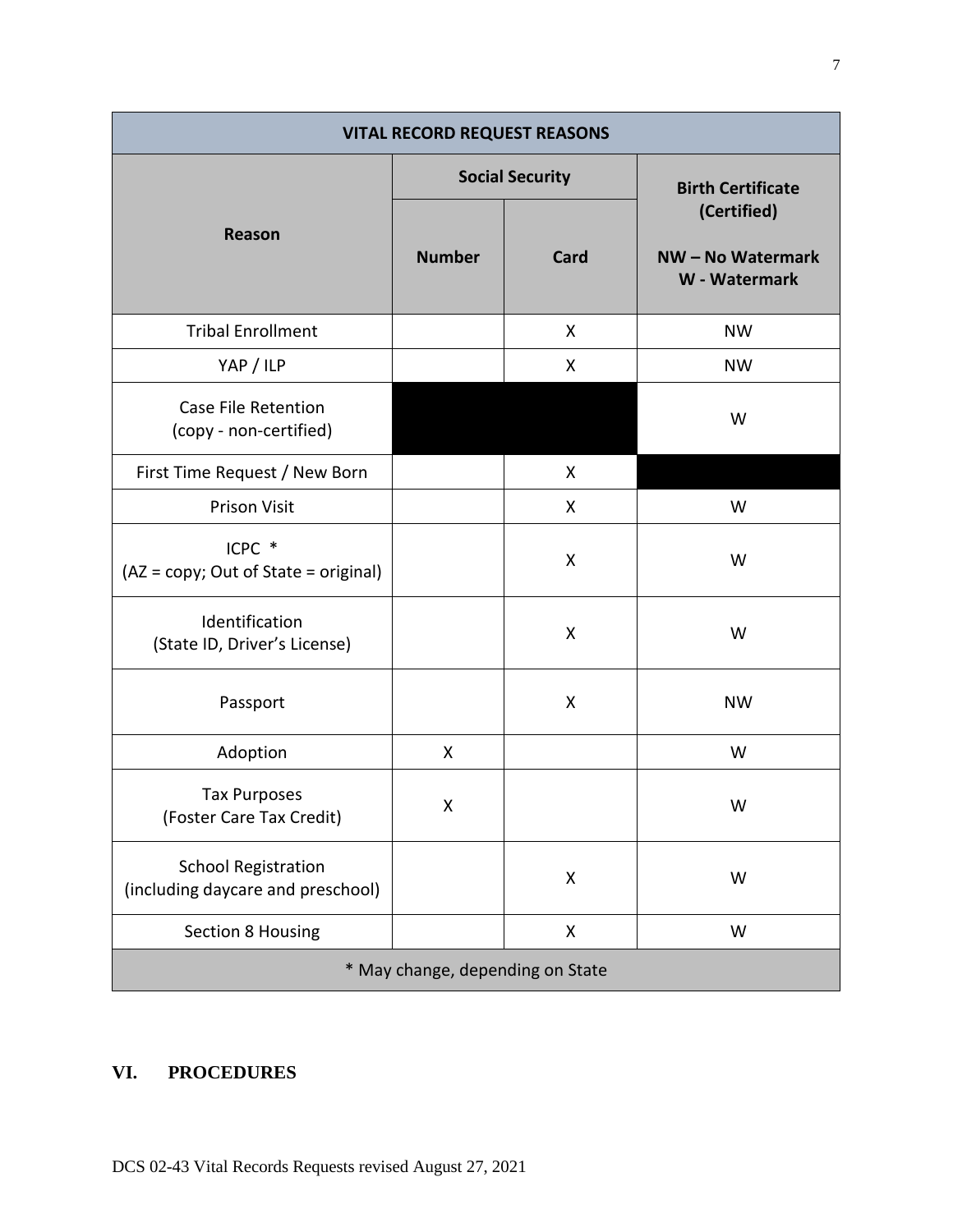| VITAL RECORD REQUEST REASONS | | | |
|---|---|---|---|
| **Reason** | **Social Security** | | **Birth Certificate (Certified)** |
| | **Number** | **Card** | **NW – No Watermark**<br>**W - Watermark** |
| Tribal Enrollment | | X | NW |
| YAP / ILP | | X | NW |
| Case File Retention (copy - non-certified) | | | W |
| First Time Request / New Born | | X | |
| Prison Visit | | X | W |
| ICPC * (AZ = copy; Out of State = original) | | X | W |
| Identification (State ID, Driver's License) | | X | W |
| Passport | | X | NW |
| Adoption | X | | W |
| Tax Purposes (Foster Care Tax Credit) | X | | W |
| School Registration (including daycare and preschool) | | X | W |
| Section 8 Housing | | X | W |
| * May change, depending on State | | | |

## VI. PROCEDURES

DCS 02-43 Vital Records Requests revised August 27, 2021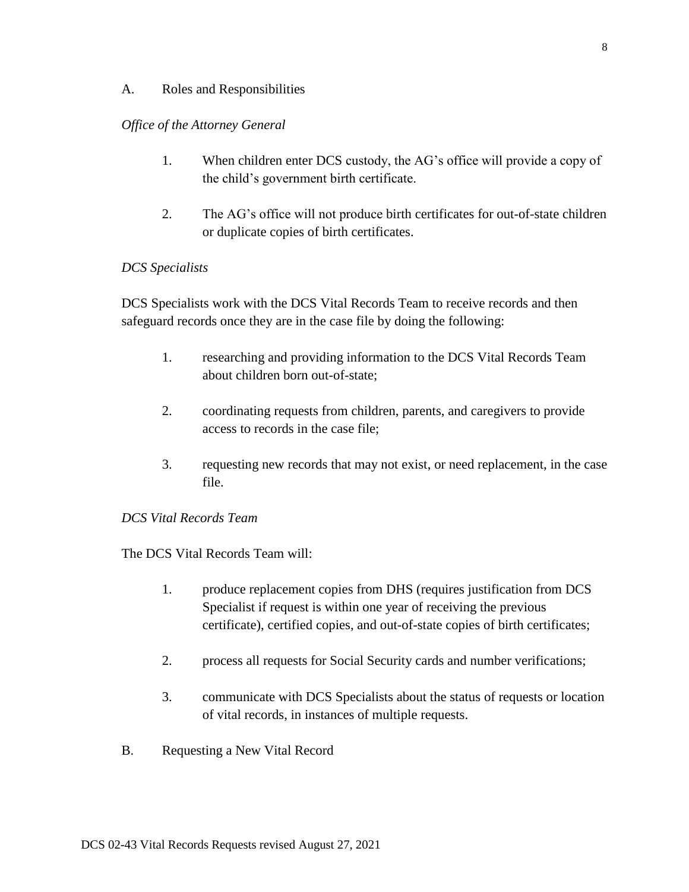## A. Roles and Responsibilities

*Office of the Attorney General*

1. When children enter DCS custody, the AG's office will provide a copy of the child's government birth certificate.

2. The AG's office will not produce birth certificates for out-of-state children or duplicate copies of birth certificates.

*DCS Specialists*

DCS Specialists work with the DCS Vital Records Team to receive records and then safeguard records once they are in the case file by doing the following:

1. researching and providing information to the DCS Vital Records Team about children born out-of-state;

2. coordinating requests from children, parents, and caregivers to provide access to records in the case file;

3. requesting new records that may not exist, or need replacement, in the case file.

*DCS Vital Records Team*

The DCS Vital Records Team will:

1. produce replacement copies from DHS (requires justification from DCS Specialist if request is within one year of receiving the previous certificate), certified copies, and out-of-state copies of birth certificates;

2. process all requests for Social Security cards and number verifications;

3. communicate with DCS Specialists about the status of requests or location of vital records, in instances of multiple requests.

## B. Requesting a New Vital Record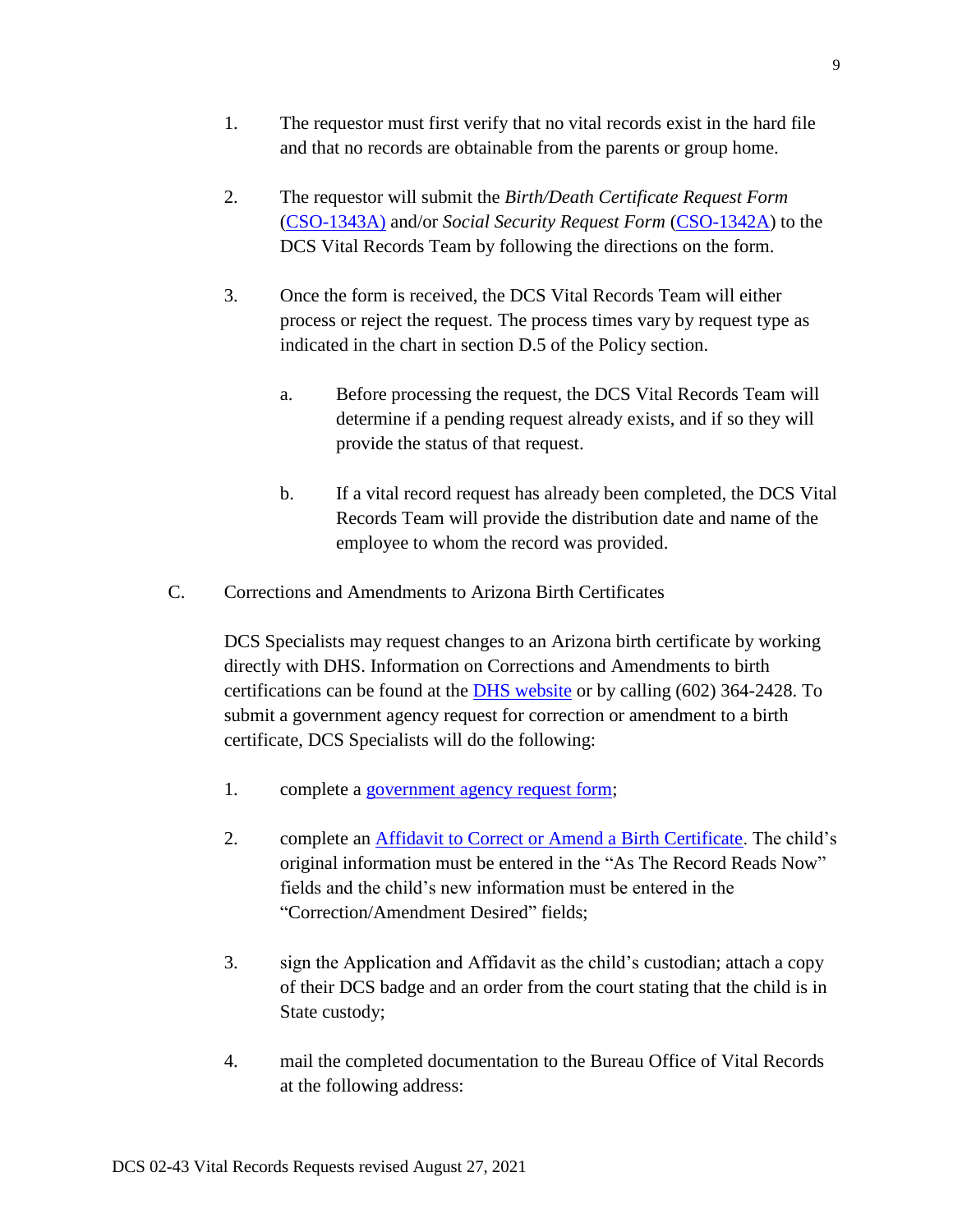1. The requestor must first verify that no vital records exist in the hard file and that no records are obtainable from the parents or group home.

2. The requestor will submit the *Birth/Death Certificate Request Form* (CSO-1343A) and/or *Social Security Request Form* (CSO-1342A) to the DCS Vital Records Team by following the directions on the form.

3. Once the form is received, the DCS Vital Records Team will either process or reject the request. The process times vary by request type as indicated in the chart in section D.5 of the Policy section.

   a. Before processing the request, the DCS Vital Records Team will determine if a pending request already exists, and if so they will provide the status of that request.

   b. If a vital record request has already been completed, the DCS Vital Records Team will provide the distribution date and name of the employee to whom the record was provided.

C. Corrections and Amendments to Arizona Birth Certificates

DCS Specialists may request changes to an Arizona birth certificate by working directly with DHS. Information on Corrections and Amendments to birth certifications can be found at the DHS website or by calling (602) 364-2428. To submit a government agency request for correction or amendment to a birth certificate, DCS Specialists will do the following:

1. complete a government agency request form;

2. complete an Affidavit to Correct or Amend a Birth Certificate. The child's original information must be entered in the "As The Record Reads Now" fields and the child's new information must be entered in the "Correction/Amendment Desired" fields;

3. sign the Application and Affidavit as the child's custodian; attach a copy of their DCS badge and an order from the court stating that the child is in State custody;

4. mail the completed documentation to the Bureau Office of Vital Records at the following address: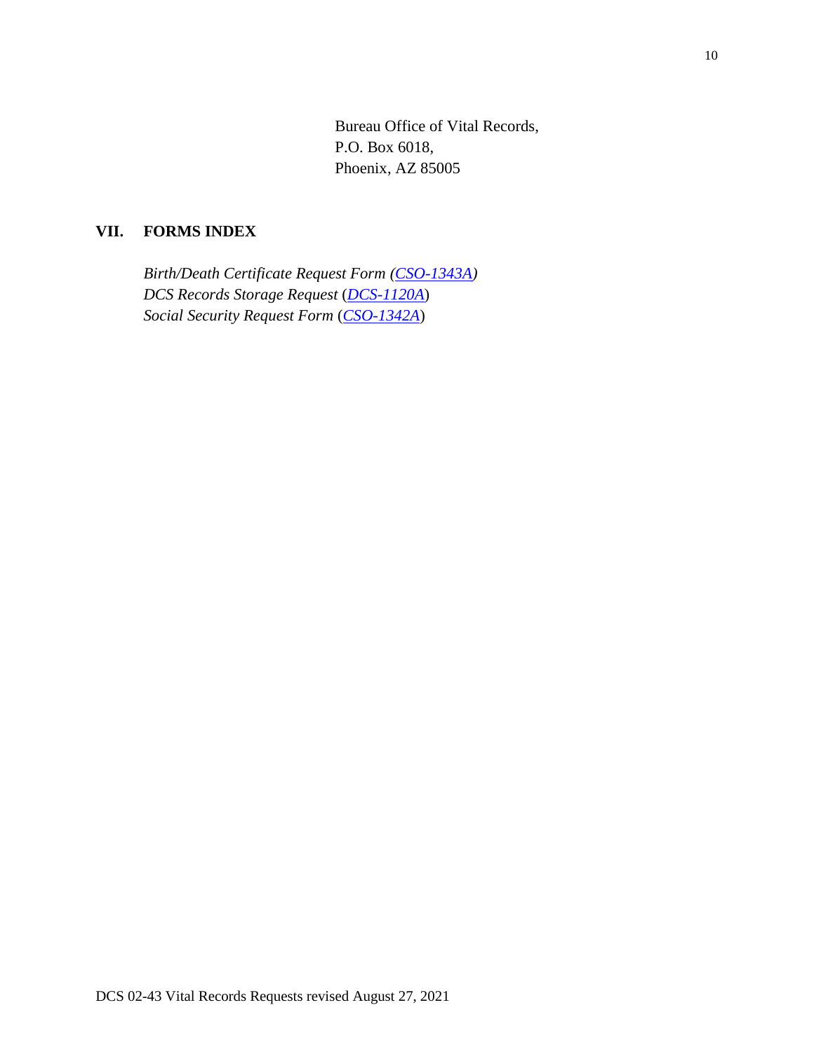Bureau Office of Vital Records,  
P.O. Box 6018,  
Phoenix, AZ 85005

## VII. FORMS INDEX

*Birth/Death Certificate Request Form (CSO-1343A)*  
*DCS Records Storage Request* (*DCS-1120A*)  
*Social Security Request Form* (*CSO-1342A*)